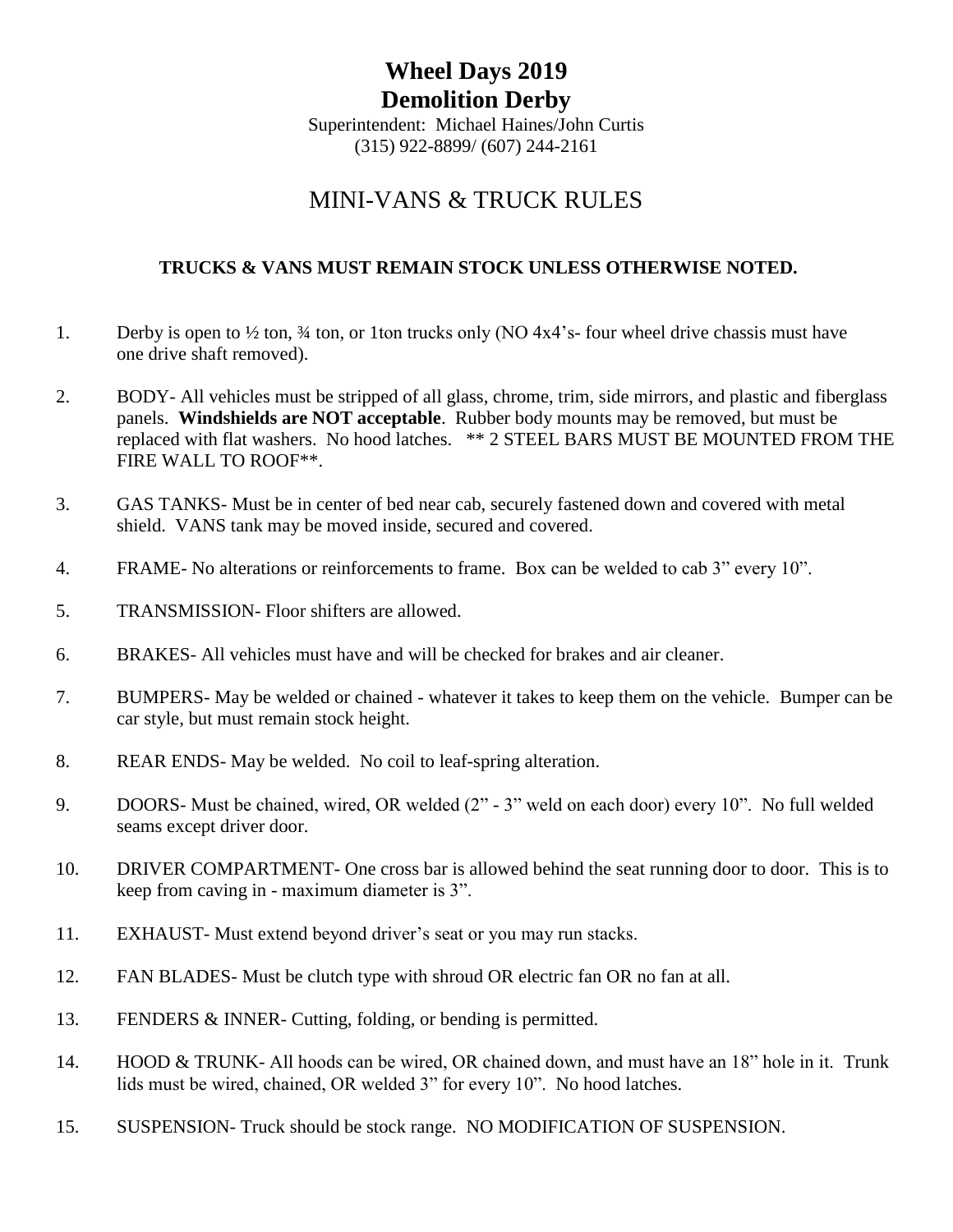# Wheel Days 2019
# Demolition Derby

Superintendent: Michael Haines/John Curtis
(315) 922-8899/ (607) 244-2161

## MINI-VANS & TRUCK RULES

**TRUCKS & VANS MUST REMAIN STOCK UNLESS OTHERWISE NOTED.**

1. Derby is open to ½ ton, ¾ ton, or 1ton trucks only (NO 4x4's- four wheel drive chassis must have one drive shaft removed).

2. BODY- All vehicles must be stripped of all glass, chrome, trim, side mirrors, and plastic and fiberglass panels. **Windshields are NOT acceptable**. Rubber body mounts may be removed, but must be replaced with flat washers. No hood latches. ** 2 STEEL BARS MUST BE MOUNTED FROM THE FIRE WALL TO ROOF**.

3. GAS TANKS- Must be in center of bed near cab, securely fastened down and covered with metal shield. VANS tank may be moved inside, secured and covered.

4. FRAME- No alterations or reinforcements to frame. Box can be welded to cab 3" every 10".

5. TRANSMISSION- Floor shifters are allowed.

6. BRAKES- All vehicles must have and will be checked for brakes and air cleaner.

7. BUMPERS- May be welded or chained - whatever it takes to keep them on the vehicle. Bumper can be car style, but must remain stock height.

8. REAR ENDS- May be welded. No coil to leaf-spring alteration.

9. DOORS- Must be chained, wired, OR welded (2" - 3" weld on each door) every 10". No full welded seams except driver door.

10. DRIVER COMPARTMENT- One cross bar is allowed behind the seat running door to door. This is to keep from caving in - maximum diameter is 3".

11. EXHAUST- Must extend beyond driver's seat or you may run stacks.

12. FAN BLADES- Must be clutch type with shroud OR electric fan OR no fan at all.

13. FENDERS & INNER- Cutting, folding, or bending is permitted.

14. HOOD & TRUNK- All hoods can be wired, OR chained down, and must have an 18" hole in it. Trunk lids must be wired, chained, OR welded 3" for every 10". No hood latches.

15. SUSPENSION- Truck should be stock range. NO MODIFICATION OF SUSPENSION.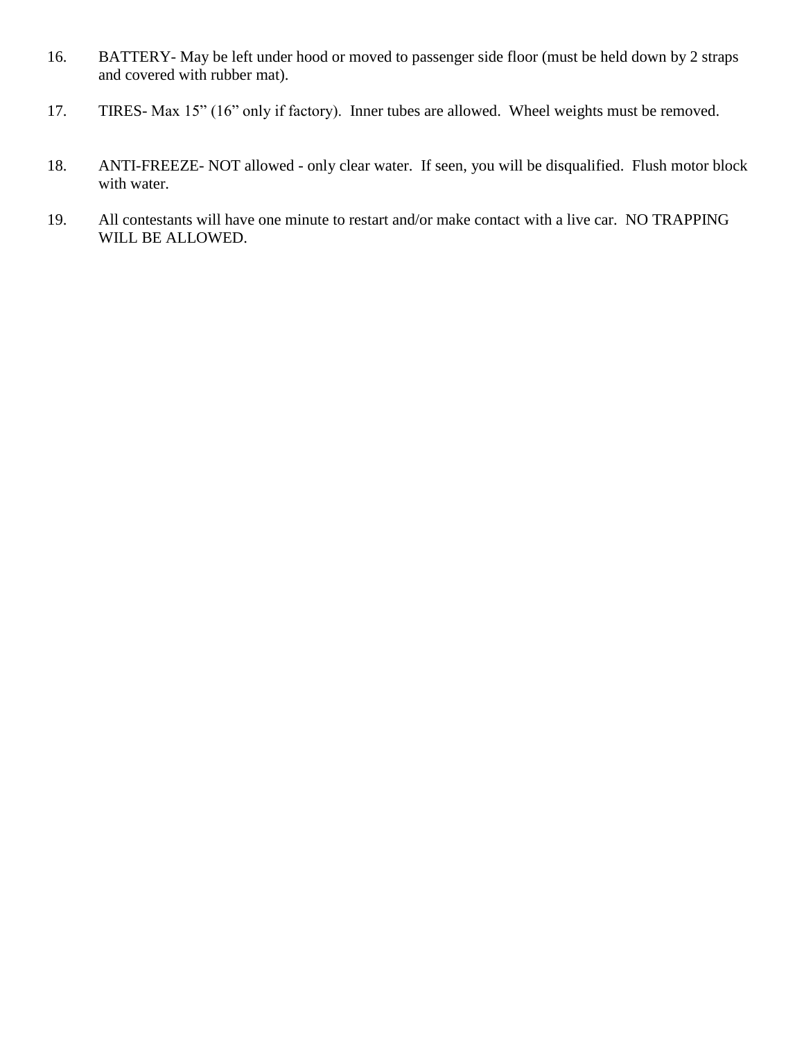16. BATTERY- May be left under hood or moved to passenger side floor (must be held down by 2 straps and covered with rubber mat).

17. TIRES- Max 15" (16" only if factory). Inner tubes are allowed. Wheel weights must be removed.

18. ANTI-FREEZE- NOT allowed - only clear water. If seen, you will be disqualified. Flush motor block with water.

19. All contestants will have one minute to restart and/or make contact with a live car. NO TRAPPING WILL BE ALLOWED.